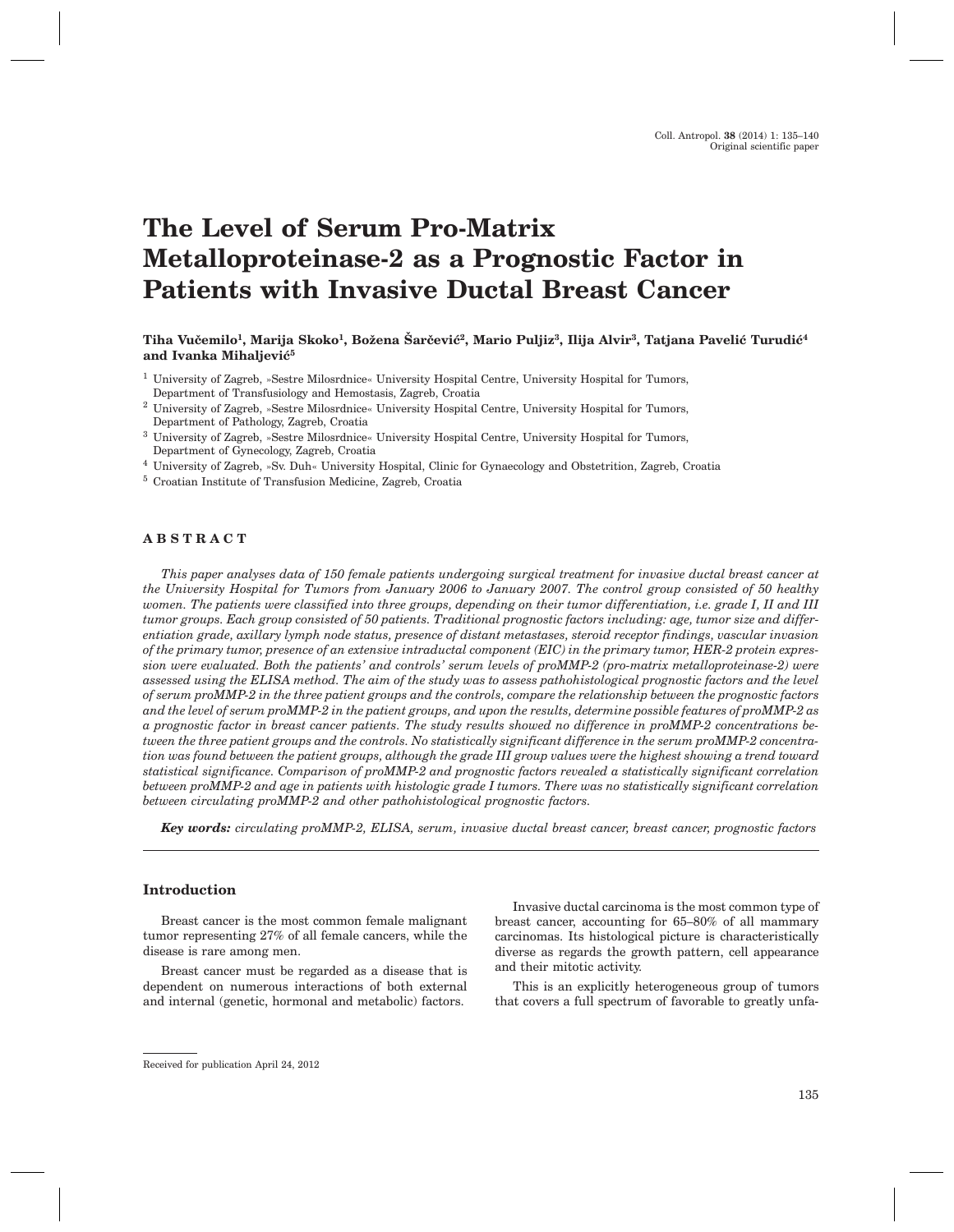Original scientific paper

# The Level of Serum Pro-Matrix Metalloproteinase-2 as a Prognostic Factor in Patients with Invasive Ductal Breast Cancer

**Tiha Vučemilo[1], Marija Skoko[1], Božena Šarčević[2], Mario Puljiz[3], Ilija Alvir[3], Tatjana Pavelić Turudić[4] and Ivanka Mihaljević[5]**

[1] University of Zagreb, »Sestre Milosrdnice« University Hospital Centre, University Hospital for Tumors, Department of Transfusiology and Hemostasis, Zagreb, Croatia

[2] University of Zagreb, »Sestre Milosrdnice« University Hospital Centre, University Hospital for Tumors, Department of Pathology, Zagreb, Croatia

[3] University of Zagreb, »Sestre Milosrdnice« University Hospital Centre, University Hospital for Tumors, Department of Gynecology, Zagreb, Croatia

[4] University of Zagreb, »Sv. Duh« University Hospital, Clinic for Gynaecology and Obstetrition, Zagreb, Croatia

[5] Croatian Institute of Transfusion Medicine, Zagreb, Croatia

## ABSTRACT

*This paper analyses data of 150 female patients undergoing surgical treatment for invasive ductal breast cancer at the University Hospital for Tumors from January 2006 to January 2007. The control group consisted of 50 healthy women. The patients were classified into three groups, depending on their tumor differentiation, i.e. grade I, II and III tumor groups. Each group consisted of 50 patients. Traditional prognostic factors including: age, tumor size and differentiation grade, axillary lymph node status, presence of distant metastases, steroid receptor findings, vascular invasion of the primary tumor, presence of an extensive intraductal component (EIC) in the primary tumor, HER-2 protein expression were evaluated. Both the patients' and controls' serum levels of proMMP-2 (pro-matrix metalloproteinase-2) were assessed using the ELISA method. The aim of the study was to assess pathohistological prognostic factors and the level of serum proMMP-2 in the three patient groups and the controls, compare the relationship between the prognostic factors and the level of serum proMMP-2 in the patient groups, and upon the results, determine possible features of proMMP-2 as a prognostic factor in breast cancer patients. The study results showed no difference in proMMP-2 concentrations between the three patient groups and the controls. No statistically significant difference in the serum proMMP-2 concentration was found between the patient groups, although the grade III group values were the highest showing a trend toward statistical significance. Comparison of proMMP-2 and prognostic factors revealed a statistically significant correlation between proMMP-2 and age in patients with histologic grade I tumors. There was no statistically significant correlation between circulating proMMP-2 and other pathohistological prognostic factors.*

***Key words:*** *circulating proMMP-2, ELISA, serum, invasive ductal breast cancer, breast cancer, prognostic factors*

## Introduction

Breast cancer is the most common female malignant tumor representing 27% of all female cancers, while the disease is rare among men.

Breast cancer must be regarded as a disease that is dependent on numerous interactions of both external and internal (genetic, hormonal and metabolic) factors.

Invasive ductal carcinoma is the most common type of breast cancer, accounting for 65–80% of all mammary carcinomas. Its histological picture is characteristically diverse as regards the growth pattern, cell appearance and their mitotic activity.

This is an explicitly heterogeneous group of tumors that covers a full spectrum of favorable to greatly unfa-

Received for publication April 24, 2012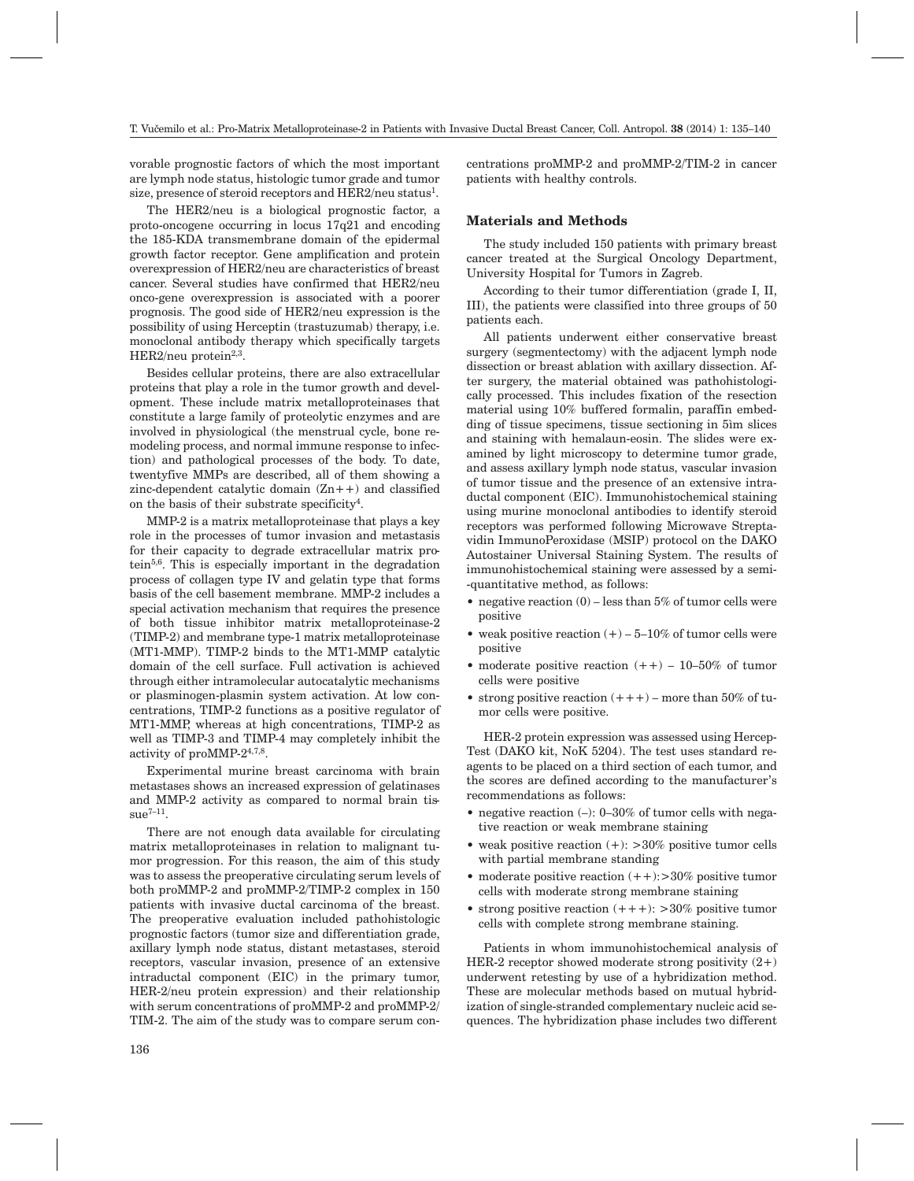vorable prognostic factors of which the most important are lymph node status, histologic tumor grade and tumor size, presence of steroid receptors and HER2/neu status[1].

The HER2/neu is a biological prognostic factor, a proto-oncogene occurring in locus 17q21 and encoding the 185-KDA transmembrane domain of the epidermal growth factor receptor. Gene amplification and protein overexpression of HER2/neu are characteristics of breast cancer. Several studies have confirmed that HER2/neu onco-gene overexpression is associated with a poorer prognosis. The good side of HER2/neu expression is the possibility of using Herceptin (trastuzumab) therapy, i.e. monoclonal antibody therapy which specifically targets HER2/neu protein[2,3].

Besides cellular proteins, there are also extracellular proteins that play a role in the tumor growth and development. These include matrix metalloproteinases that constitute a large family of proteolytic enzymes and are involved in physiological (the menstrual cycle, bone remodeling process, and normal immune response to infection) and pathological processes of the body. To date, twentyfive MMPs are described, all of them showing a zinc-dependent catalytic domain (Zn++) and classified on the basis of their substrate specificity[4].

MMP-2 is a matrix metalloproteinase that plays a key role in the processes of tumor invasion and metastasis for their capacity to degrade extracellular matrix protein[5,6]. This is especially important in the degradation process of collagen type IV and gelatin type that forms basis of the cell basement membrane. MMP-2 includes a special activation mechanism that requires the presence of both tissue inhibitor matrix metalloproteinase-2 (TIMP-2) and membrane type-1 matrix metalloproteinase (MT1-MMP). TIMP-2 binds to the MT1-MMP catalytic domain of the cell surface. Full activation is achieved through either intramolecular autocatalytic mechanisms or plasminogen-plasmin system activation. At low concentrations, TIMP-2 functions as a positive regulator of MT1-MMP, whereas at high concentrations, TIMP-2 as well as TIMP-3 and TIMP-4 may completely inhibit the activity of proMMP-2[4,7,8].

Experimental murine breast carcinoma with brain metastases shows an increased expression of gelatinases and MMP-2 activity as compared to normal brain tissue[7–11].

There are not enough data available for circulating matrix metalloproteinases in relation to malignant tumor progression. For this reason, the aim of this study was to assess the preoperative circulating serum levels of both proMMP-2 and proMMP-2/TIMP-2 complex in 150 patients with invasive ductal carcinoma of the breast. The preoperative evaluation included pathohistologic prognostic factors (tumor size and differentiation grade, axillary lymph node status, distant metastases, steroid receptors, vascular invasion, presence of an extensive intraductal component (EIC) in the primary tumor, HER-2/neu protein expression) and their relationship with serum concentrations of proMMP-2 and proMMP-2/TIM-2. The aim of the study was to compare serum concentrations proMMP-2 and proMMP-2/TIM-2 in cancer patients with healthy controls.

## Materials and Methods

The study included 150 patients with primary breast cancer treated at the Surgical Oncology Department, University Hospital for Tumors in Zagreb.

According to their tumor differentiation (grade I, II, III), the patients were classified into three groups of 50 patients each.

All patients underwent either conservative breast surgery (segmentectomy) with the adjacent lymph node dissection or breast ablation with axillary dissection. After surgery, the material obtained was pathohistologically processed. This includes fixation of the resection material using 10% buffered formalin, paraffin embedding of tissue specimens, tissue sectioning in 5ìm slices and staining with hemalaun-eosin. The slides were examined by light microscopy to determine tumor grade, and assess axillary lymph node status, vascular invasion of tumor tissue and the presence of an extensive intraductal component (EIC). Immunohistochemical staining using murine monoclonal antibodies to identify steroid receptors was performed following Microwave Streptavidin ImmunoPeroxidase (MSIP) protocol on the DAKO Autostainer Universal Staining System. The results of immunohistochemical staining were assessed by a semi-quantitative method, as follows:

- negative reaction (0) – less than 5% of tumor cells were positive
- weak positive reaction (+) – 5–10% of tumor cells were positive
- moderate positive reaction (++) – 10–50% of tumor cells were positive
- strong positive reaction (+++) – more than 50% of tumor cells were positive.

HER-2 protein expression was assessed using HercepTest (DAKO kit, NoK 5204). The test uses standard reagents to be placed on a third section of each tumor, and the scores are defined according to the manufacturer's recommendations as follows:

- negative reaction (–): 0–30% of tumor cells with negative reaction or weak membrane staining
- weak positive reaction (+): >30% positive tumor cells with partial membrane standing
- moderate positive reaction (++):>30% positive tumor cells with moderate strong membrane staining
- strong positive reaction (+++): >30% positive tumor cells with complete strong membrane staining.

Patients in whom immunohistochemical analysis of HER-2 receptor showed moderate strong positivity (2+) underwent retesting by use of a hybridization method. These are molecular methods based on mutual hybridization of single-stranded complementary nucleic acid sequences. The hybridization phase includes two different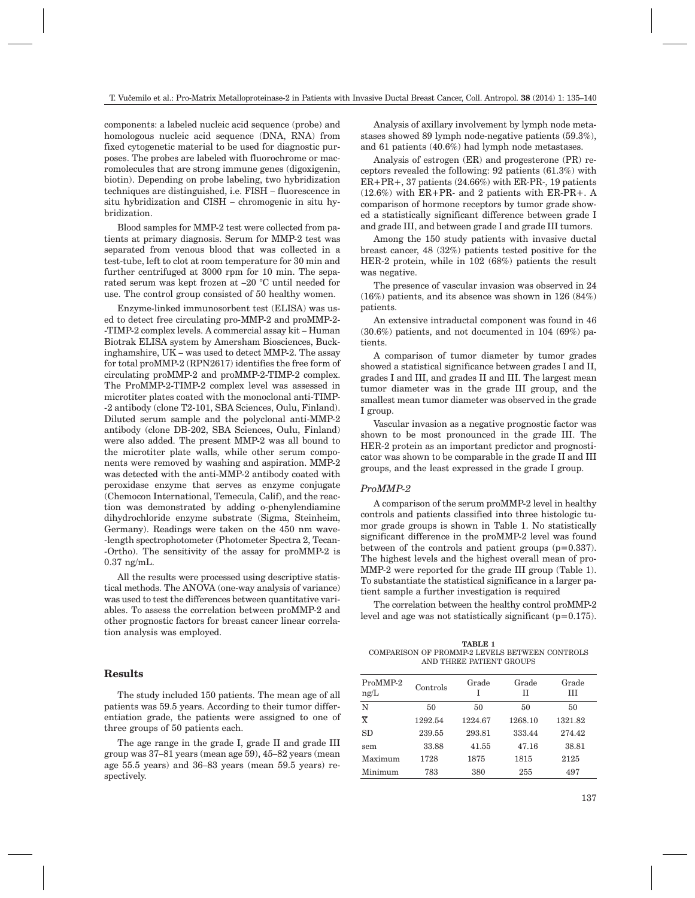components: a labeled nucleic acid sequence (probe) and homologous nucleic acid sequence (DNA, RNA) from fixed cytogenetic material to be used for diagnostic purposes. The probes are labeled with fluorochrome or macromolecules that are strong immune genes (digoxigenin, biotin). Depending on probe labeling, two hybridization techniques are distinguished, i.e. FISH – fluorescence in situ hybridization and CISH – chromogenic in situ hybridization.

Blood samples for MMP-2 test were collected from patients at primary diagnosis. Serum for MMP-2 test was separated from venous blood that was collected in a test-tube, left to clot at room temperature for 30 min and further centrifuged at 3000 rpm for 10 min. The separated serum was kept frozen at –20 °C until needed for use. The control group consisted of 50 healthy women.

Enzyme-linked immunosorbent test (ELISA) was used to detect free circulating pro-MMP-2 and proMMP-2-TIMP-2 complex levels. A commercial assay kit – Human Biotrak ELISA system by Amersham Biosciences, Buckinghamshire, UK – was used to detect MMP-2. The assay for total proMMP-2 (RPN2617) identifies the free form of circulating proMMP-2 and proMMP-2-TIMP-2 complex. The ProMMP-2-TIMP-2 complex level was assessed in microtiter plates coated with the monoclonal anti-TIMP-2 antibody (clone T2-101, SBA Sciences, Oulu, Finland). Diluted serum sample and the polyclonal anti-MMP-2 antibody (clone DB-202, SBA Sciences, Oulu, Finland) were also added. The present MMP-2 was all bound to the microtiter plate walls, while other serum components were removed by washing and aspiration. MMP-2 was detected with the anti-MMP-2 antibody coated with peroxidase enzyme that serves as enzyme conjugate (Chemocon International, Temecula, Calif), and the reaction was demonstrated by adding o-phenylendiamine dihydrochloride enzyme substrate (Sigma, Steinheim, Germany). Readings were taken on the 450 nm wave-length spectrophotometer (Photometer Spectra 2, Tecan-Ortho). The sensitivity of the assay for proMMP-2 is 0.37 ng/mL.

All the results were processed using descriptive statistical methods. The ANOVA (one-way analysis of variance) was used to test the differences between quantitative variables. To assess the correlation between proMMP-2 and other prognostic factors for breast cancer linear correlation analysis was employed.

## Results

The study included 150 patients. The mean age of all patients was 59.5 years. According to their tumor differentiation grade, the patients were assigned to one of three groups of 50 patients each.

The age range in the grade I, grade II and grade III group was 37–81 years (mean age 59), 45–82 years (mean age 55.5 years) and 36–83 years (mean 59.5 years) respectively.

Analysis of axillary involvement by lymph node metastases showed 89 lymph node-negative patients (59.3%), and 61 patients (40.6%) had lymph node metastases.

Analysis of estrogen (ER) and progesterone (PR) receptors revealed the following: 92 patients (61.3%) with ER+PR+, 37 patients (24.66%) with ER-PR-, 19 patients (12.6%) with ER+PR- and 2 patients with ER-PR+. A comparison of hormone receptors by tumor grade showed a statistically significant difference between grade I and grade III, and between grade I and grade III tumors.

Among the 150 study patients with invasive ductal breast cancer, 48 (32%) patients tested positive for the HER-2 protein, while in 102 (68%) patients the result was negative.

The presence of vascular invasion was observed in 24 (16%) patients, and its absence was shown in 126 (84%) patients.

An extensive intraductal component was found in 46 (30.6%) patients, and not documented in 104 (69%) patients.

A comparison of tumor diameter by tumor grades showed a statistical significance between grades I and II, grades I and III, and grades II and III. The largest mean tumor diameter was in the grade III group, and the smallest mean tumor diameter was observed in the grade I group.

Vascular invasion as a negative prognostic factor was shown to be most pronounced in the grade III. The HER-2 protein as an important predictor and prognosticator was shown to be comparable in the grade II and III groups, and the least expressed in the grade I group.

### *ProMMP-2*

A comparison of the serum proMMP-2 level in healthy controls and patients classified into three histologic tumor grade groups is shown in Table 1. No statistically significant difference in the proMMP-2 level was found between of the controls and patient groups ($p=0.337$). The highest levels and the highest overall mean of proMMP-2 were reported for the grade III group (Table 1). To substantiate the statistical significance in a larger patient sample a further investigation is required

The correlation between the healthy control proMMP-2 level and age was not statistically significant ($p=0.175$).

**TABLE 1**
COMPARISON OF PROMMP-2 LEVELS BETWEEN CONTROLS AND THREE PATIENT GROUPS

| ProMMP-2 ng/L | Controls | Grade I | Grade II | Grade III |
|---|---|---|---|---|
| N | 50 | 50 | 50 | 50 |
| $\bar{X}$ | 1292.54 | 1224.67 | 1268.10 | 1321.82 |
| SD | 239.55 | 293.81 | 333.44 | 274.42 |
| sem | 33.88 | 41.55 | 47.16 | 38.81 |
| Maximum | 1728 | 1875 | 1815 | 2125 |
| Minimum | 783 | 380 | 255 | 497 |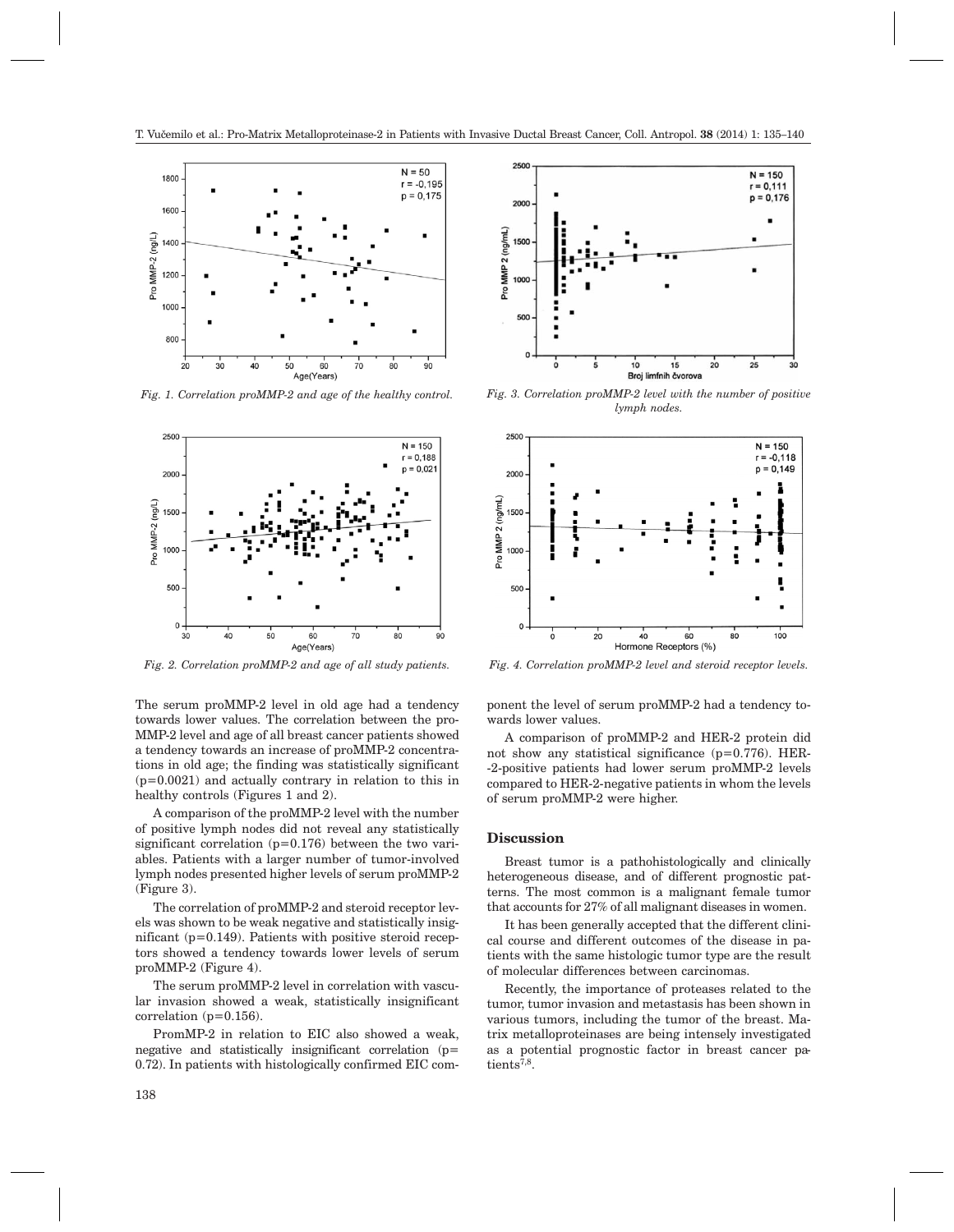Fig. 1. Correlation proMMP-2 and age of the healthy control.

Fig. 2. Correlation proMMP-2 and age of all study patients.

Fig. 3. Correlation proMMP-2 level with the number of positive lymph nodes.

Fig. 4. Correlation proMMP-2 level and steroid receptor levels.

The serum proMMP-2 level in old age had a tendency towards lower values. The correlation between the proMMP-2 level and age of all breast cancer patients showed a tendency towards an increase of proMMP-2 concentrations in old age; the finding was statistically significant (p=0.0021) and actually contrary in relation to this in healthy controls (Figures 1 and 2).

A comparison of the proMMP-2 level with the number of positive lymph nodes did not reveal any statistically significant correlation (p=0.176) between the two variables. Patients with a larger number of tumor-involved lymph nodes presented higher levels of serum proMMP-2 (Figure 3).

The correlation of proMMP-2 and steroid receptor levels was shown to be weak negative and statistically insignificant (p=0.149). Patients with positive steroid receptors showed a tendency towards lower levels of serum proMMP-2 (Figure 4).

The serum proMMP-2 level in correlation with vascular invasion showed a weak, statistically insignificant correlation (p=0.156).

PromMP-2 in relation to EIC also showed a weak, negative and statistically insignificant correlation (p=0.72). In patients with histologically confirmed EIC component the level of serum proMMP-2 had a tendency towards lower values.

A comparison of proMMP-2 and HER-2 protein did not show any statistical significance (p=0.776). HER-2-positive patients had lower serum proMMP-2 levels compared to HER-2-negative patients in whom the levels of serum proMMP-2 were higher.

## Discussion

Breast tumor is a pathohistologically and clinically heterogeneous disease, and of different prognostic patterns. The most common is a malignant female tumor that accounts for 27% of all malignant diseases in women.

It has been generally accepted that the different clinical course and different outcomes of the disease in patients with the same histologic tumor type are the result of molecular differences between carcinomas.

Recently, the importance of proteases related to the tumor, tumor invasion and metastasis has been shown in various tumors, including the tumor of the breast. Matrix metalloproteinases are being intensely investigated as a potential prognostic factor in breast cancer patients[7,8].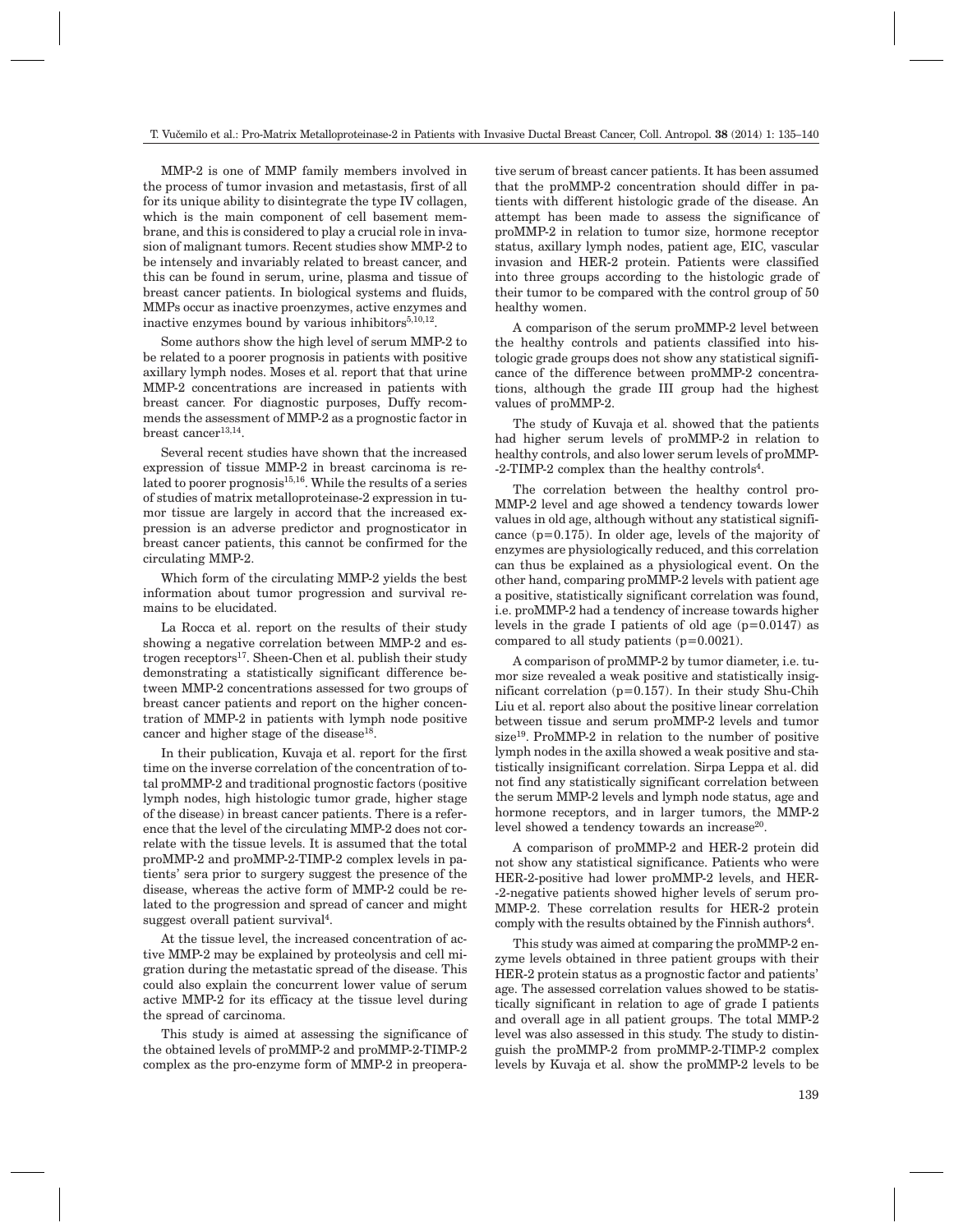MMP-2 is one of MMP family members involved in the process of tumor invasion and metastasis, first of all for its unique ability to disintegrate the type IV collagen, which is the main component of cell basement membrane, and this is considered to play a crucial role in invasion of malignant tumors. Recent studies show MMP-2 to be intensely and invariably related to breast cancer, and this can be found in serum, urine, plasma and tissue of breast cancer patients. In biological systems and fluids, MMPs occur as inactive proenzymes, active enzymes and inactive enzymes bound by various inhibitors[5,10,12].

Some authors show the high level of serum MMP-2 to be related to a poorer prognosis in patients with positive axillary lymph nodes. Moses et al. report that that urine MMP-2 concentrations are increased in patients with breast cancer. For diagnostic purposes, Duffy recommends the assessment of MMP-2 as a prognostic factor in breast cancer[13,14].

Several recent studies have shown that the increased expression of tissue MMP-2 in breast carcinoma is related to poorer prognosis[15,16]. While the results of a series of studies of matrix metalloproteinase-2 expression in tumor tissue are largely in accord that the increased expression is an adverse predictor and prognosticator in breast cancer patients, this cannot be confirmed for the circulating MMP-2.

Which form of the circulating MMP-2 yields the best information about tumor progression and survival remains to be elucidated.

La Rocca et al. report on the results of their study showing a negative correlation between MMP-2 and estrogen receptors[17]. Sheen-Chen et al. publish their study demonstrating a statistically significant difference between MMP-2 concentrations assessed for two groups of breast cancer patients and report on the higher concentration of MMP-2 in patients with lymph node positive cancer and higher stage of the disease[18].

In their publication, Kuvaja et al. report for the first time on the inverse correlation of the concentration of total proMMP-2 and traditional prognostic factors (positive lymph nodes, high histologic tumor grade, higher stage of the disease) in breast cancer patients. There is a reference that the level of the circulating MMP-2 does not correlate with the tissue levels. It is assumed that the total proMMP-2 and proMMP-2-TIMP-2 complex levels in patients' sera prior to surgery suggest the presence of the disease, whereas the active form of MMP-2 could be related to the progression and spread of cancer and might suggest overall patient survival[4].

At the tissue level, the increased concentration of active MMP-2 may be explained by proteolysis and cell migration during the metastatic spread of the disease. This could also explain the concurrent lower value of serum active MMP-2 for its efficacy at the tissue level during the spread of carcinoma.

This study is aimed at assessing the significance of the obtained levels of proMMP-2 and proMMP-2-TIMP-2 complex as the pro-enzyme form of MMP-2 in preoperative serum of breast cancer patients. It has been assumed that the proMMP-2 concentration should differ in patients with different histologic grade of the disease. An attempt has been made to assess the significance of proMMP-2 in relation to tumor size, hormone receptor status, axillary lymph nodes, patient age, EIC, vascular invasion and HER-2 protein. Patients were classified into three groups according to the histologic grade of their tumor to be compared with the control group of 50 healthy women.

A comparison of the serum proMMP-2 level between the healthy controls and patients classified into histologic grade groups does not show any statistical significance of the difference between proMMP-2 concentrations, although the grade III group had the highest values of proMMP-2.

The study of Kuvaja et al. showed that the patients had higher serum levels of proMMP-2 in relation to healthy controls, and also lower serum levels of proMMP-2-TIMP-2 complex than the healthy controls[4].

The correlation between the healthy control proMMP-2 level and age showed a tendency towards lower values in old age, although without any statistical significance ($p=0.175$). In older age, levels of the majority of enzymes are physiologically reduced, and this correlation can thus be explained as a physiological event. On the other hand, comparing proMMP-2 levels with patient age a positive, statistically significant correlation was found, i.e. proMMP-2 had a tendency of increase towards higher levels in the grade I patients of old age ($p=0.0147$) as compared to all study patients ($p=0.0021$).

A comparison of proMMP-2 by tumor diameter, i.e. tumor size revealed a weak positive and statistically insignificant correlation ($p=0.157$). In their study Shu-Chih Liu et al. report also about the positive linear correlation between tissue and serum proMMP-2 levels and tumor size[19]. ProMMP-2 in relation to the number of positive lymph nodes in the axilla showed a weak positive and statistically insignificant correlation. Sirpa Leppa et al. did not find any statistically significant correlation between the serum MMP-2 levels and lymph node status, age and hormone receptors, and in larger tumors, the MMP-2 level showed a tendency towards an increase[20].

A comparison of proMMP-2 and HER-2 protein did not show any statistical significance. Patients who were HER-2-positive had lower proMMP-2 levels, and HER-2-negative patients showed higher levels of serum proMMP-2. These correlation results for HER-2 protein comply with the results obtained by the Finnish authors[4].

This study was aimed at comparing the proMMP-2 enzyme levels obtained in three patient groups with their HER-2 protein status as a prognostic factor and patients' age. The assessed correlation values showed to be statistically significant in relation to age of grade I patients and overall age in all patient groups. The total MMP-2 level was also assessed in this study. The study to distinguish the proMMP-2 from proMMP-2-TIMP-2 complex levels by Kuvaja et al. show the proMMP-2 levels to be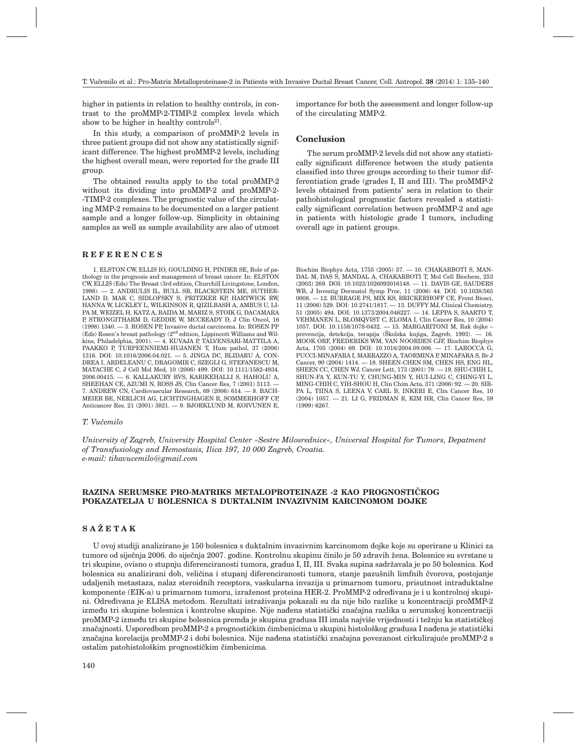higher in patients in relation to healthy controls, in contrast to the proMMP-2-TIMP-2 complex levels which show to be higher in healthy controls[21].

In this study, a comparison of proMMP-2 levels in three patient groups did not show any statistically significant difference. The highest proMMP-2 levels, including the highest overall mean, were reported for the grade III group.

The obtained results apply to the total proMMP-2 without its dividing into proMMP-2 and proMMP-2--TIMP-2 complexes. The prognostic value of the circulating MMP-2 remains to be documented on a larger patient sample and a longer follow-up. Simplicity in obtaining samples as well as sample availability are also of utmost importance for both the assessment and longer follow-up of the circulating MMP-2.

## Conclusion

The serum proMMP-2 levels did not show any statistically significant difference between the study patients classified into three groups according to their tumor differentiation grade (grades I, II and III). The proMMP-2 levels obtained from patients' sera in relation to their pathohistological prognostic factors revealed a statistically significant correlation between proMMP-2 and age in patients with histologic grade I tumors, including overall age in patient groups.

## REFERENCES

1. ELSTON CW, ELLIS IO, GOULDING H, PINDER SE, Role of pathology in the prognosis and management of breast cancer. In: ELSTON CW, ELLIS (Eds) The Breast (3rd edition, Churchill Livingstone, London, 1998). — 2. ANDRULIS IL, BULL SB, BLACKSTEIN ME, SUTHERLAND D, MAK C, SIDLOFSKY S, PRITZKER KP, HARTWICK RW, HANNA W, LICKLEY L, WILKINSON R, QIZILBASH A, AMBUS U, LIPA M, WEIZEL H, KATZ A, BAIDA M, MARIZ S, STOIK G, DACAMARA P, STRONGITHARM D, GEDDIE W, MCCREADY D, J Clin Oncol, 16 (1998) 1340. — 3. ROSEN PP, Invasive ductal carcinoma. In: ROSEN PP (Eds) Rosen's breast pathology (2nd edition, Lippincott Williams and Wilkins, Philadelphia, 2001). — 4. KUVAJA P, TALVENSARI-MATTILA A, PAAKKO P, TURPEENNIEMI-HUJANEN T, Hum pathol, 37 (2006) 1316. DOI: 10.1016/2006.04.021. — 5. JINGA DC, BLIDARU A, CONDREA I, ARDELEANU C, DRAGOMIR C, SZEGLI G, STEFANESCU M, MATACHE C, J Cell Mol Med, 10 (2006) 499. DOI: 10.1111/1582-4934.2006.00415. — 6. KALLAKURY BVS, KARIKEHALLI S, HAHOLU A, SHEEHAN CE, AZUMI N, ROSS JS, Clin Cancer Res, 7 (2001) 3113. — 7. ANDREW CN, Cardiovascular Research, 69 (2006) 614. — 8. BACHMEIER BE, NERLICH AG, LICHTINGHAGEN R, SOMMERHOFF CP, Anticancer Res, 21 (2001) 3821. — 9. BJORKLUND M, KOIVUNEN E, Biochim Biophys Acta, 1755 (2005) 37. — 10. CHAKARBOTI S, MANDAL M, DAS S, MANDAL A, CHAKARBOTI T, Mol Cell Biochem, 253 (2003) 269. DOI: 10.1023/1026093016148. — 11. DAVIS GE, SAUDERS WB, J Investig Dermatol Symp Proc, 11 (2006) 44. DOI: 10.1038/5650008. — 12. BURRAGE PS, MIX KS, BRICKERHOFF CE, Front Biosci, 11 (2006) 529. DOI: 10.2741/1817. — 13. DUFFY MJ, Clinical Chemistry, 51 (2005) 494. DOI: 10.1373/2004.046227. — 14. LEPPA S, SAARTO T, VEHMANEN L, BLOMQVIST C, ELOMA I, Clin Cancer Res, 10 (2004) 1057. DOI: 10.1158/1078-0432. — 15. MARGARITONI M, Rak dojke – prevencija, detekcija, terapija (Školska knjiga, Zagreb, 1993). — 16. MOOK ORF, FREDERIKS WM, VAN NOORDEN CJF, Biochim Biophys Acta, 1705 (2004) 69. DOI: 10.1016/2004.09.006. — 17. LAROCCA G, PUCCI-MINAFARA I, MARRAZZO A, TAORMINA P, MINAFARA S, Br J Cancer, 90 (2004) 1414. — 18. SHEEN-CHEN SM, CHEN HS, ENG HL, SHEEN CC, CHEN WJ, Cancer Lett, 173 (2001) 79. — 19. SHU-CHIH L, SHUN-FA Y, KUN-TU Y, CHUNG-MIN Y, HUI-LING C, CHING-YI L, MING-CHIH C, YIH-SHOU H, Clin Chim Acta, 371 (2006) 92. — 20. SIRPA L, TIINA S, LEENA V, CARL B, INKERI E, Clin Cancer Res, 10 (2004) 1057. — 21. LI G, FRIDMAN R, KIM HR, Clin Cancer Res, 59 (1999) 6267.

*T. Vučemilo*

*University of Zagreb, University Hospital Center »Sestre Milosrednice«, Universal Hospital for Tumors, Depatment of Transfusiology and Hemostasis, Ilica 197, 10 000 Zagreb, Croatia.*
*e-mail: tihavucemilo@gmail.com*

## RAZINA SERUMSKE PRO-MATRIKS METALOPROTEINAZE -2 KAO PROGNOSTIČKOG POKAZATELJA U BOLESNICA S DUKTALNIM INVAZIVNIM KARCINOMOM DOJKE

## SAŽETAK

U ovoj studiji analizirano je 150 bolesnica s duktalnim invazivnim karcinomom dojke koje su operirane u Klinici za tumore od siječnja 2006. do siječnja 2007. godine. Kontrolnu skupinu činilo je 50 zdravih žena. Bolesnice su svrstane u tri skupine, ovisno o stupnju diferenciranosti tumora, gradus I, II, III. Svaka supina sadržavala je po 50 bolesnica. Kod bolesnica su analizirani dob, veličina i stupanj diferenciranosti tumora, stanje pazušnih limfnih čvorova, postojanje udaljenih metastaza, nalaz steroidnih receptora, vaskularna invazija u primarnom tumoru, prisutnost intraduktalne komponente (EIK-a) u primarnom tumoru, izraženost proteina HER-2. ProMMP-2 određivana je i u kontrolnoj skupini. Određivana je ELISA metodom. Rezultati istraživanja pokazali su da nije bilo razlike u koncentraciji proMMP-2 između tri skupine bolesnica i kontrolne skupine. Nije nađena statistički značajna razlika u serumskoj koncentraciji proMMP-2 između tri skupine bolesnica premda je skupina gradusa III imala najviše vrijednosti i težnju ka statističkoj značajnosti. Usporedbom proMMP-2 s prognostičkim čimbenicima u skupini histološkog gradusa I nađena je statistički značajna korelacija proMMP-2 i dobi bolesnica. Nije nađena statistički značajna povezanost cirkulirajuće proMMP-2 s ostalim patohistološkim prognostičkim čimbenicima.